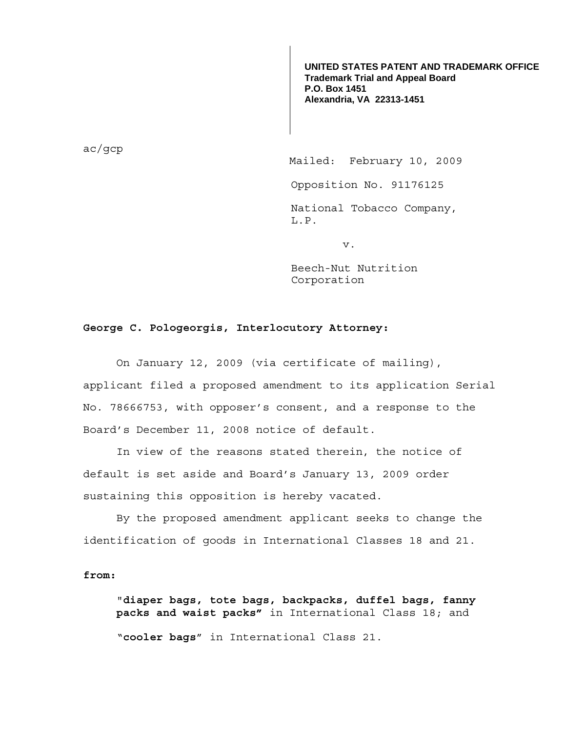**UNITED STATES PATENT AND TRADEMARK OFFICE**
**Trademark Trial and Appeal Board**
**P.O. Box 1451**
**Alexandria, VA 22313-1451**

ac/gcp

Mailed: February 10, 2009

Opposition No. 91176125

National Tobacco Company, L.P.

v.

Beech-Nut Nutrition Corporation

**George C. Pologeorgis, Interlocutory Attorney:**

On January 12, 2009 (via certificate of mailing), applicant filed a proposed amendment to its application Serial No. 78666753, with opposer's consent, and a response to the Board's December 11, 2008 notice of default.

In view of the reasons stated therein, the notice of default is set aside and Board's January 13, 2009 order sustaining this opposition is hereby vacated.

By the proposed amendment applicant seeks to change the identification of goods in International Classes 18 and 21.

**from:**

> "**diaper bags, tote bags, backpacks, duffel bags, fanny packs and waist packs"** in International Class 18; and
>
> "**cooler bags**" in International Class 21.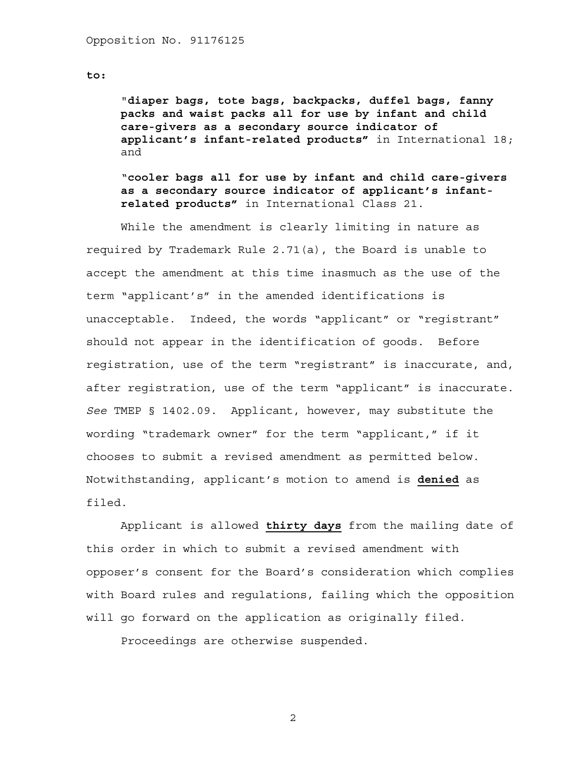**to:**

> "**diaper bags, tote bags, backpacks, duffel bags, fanny packs and waist packs all for use by infant and child care-givers as a secondary source indicator of applicant's infant-related products"** in International 18; and
>
> "**cooler bags all for use by infant and child care-givers as a secondary source indicator of applicant's infant-related products"** in International Class 21.

While the amendment is clearly limiting in nature as required by Trademark Rule 2.71(a), the Board is unable to accept the amendment at this time inasmuch as the use of the term "applicant's" in the amended identifications is unacceptable. Indeed, the words "applicant" or "registrant" should not appear in the identification of goods. Before registration, use of the term "registrant" is inaccurate, and, after registration, use of the term "applicant" is inaccurate. *See* TMEP § 1402.09. Applicant, however, may substitute the wording "trademark owner" for the term "applicant," if it chooses to submit a revised amendment as permitted below. Notwithstanding, applicant's motion to amend is **denied** as filed.

Applicant is allowed **thirty days** from the mailing date of this order in which to submit a revised amendment with opposer's consent for the Board's consideration which complies with Board rules and regulations, failing which the opposition will go forward on the application as originally filed.

Proceedings are otherwise suspended.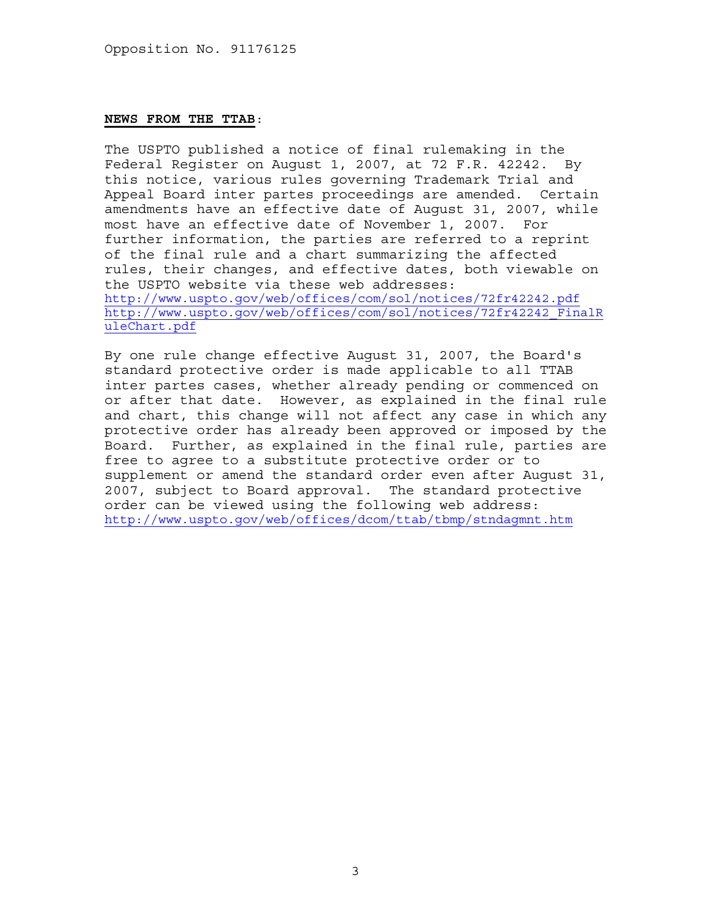**NEWS FROM THE TTAB**:

The USPTO published a notice of final rulemaking in the Federal Register on August 1, 2007, at 72 F.R. 42242. By this notice, various rules governing Trademark Trial and Appeal Board inter partes proceedings are amended. Certain amendments have an effective date of August 31, 2007, while most have an effective date of November 1, 2007. For further information, the parties are referred to a reprint of the final rule and a chart summarizing the affected rules, their changes, and effective dates, both viewable on the USPTO website via these web addresses:
http://www.uspto.gov/web/offices/com/sol/notices/72fr42242.pdf
http://www.uspto.gov/web/offices/com/sol/notices/72fr42242_FinalRuleChart.pdf

By one rule change effective August 31, 2007, the Board's standard protective order is made applicable to all TTAB inter partes cases, whether already pending or commenced on or after that date. However, as explained in the final rule and chart, this change will not affect any case in which any protective order has already been approved or imposed by the Board. Further, as explained in the final rule, parties are free to agree to a substitute protective order or to supplement or amend the standard order even after August 31, 2007, subject to Board approval. The standard protective order can be viewed using the following web address:
http://www.uspto.gov/web/offices/dcom/ttab/tbmp/stndagmnt.htm